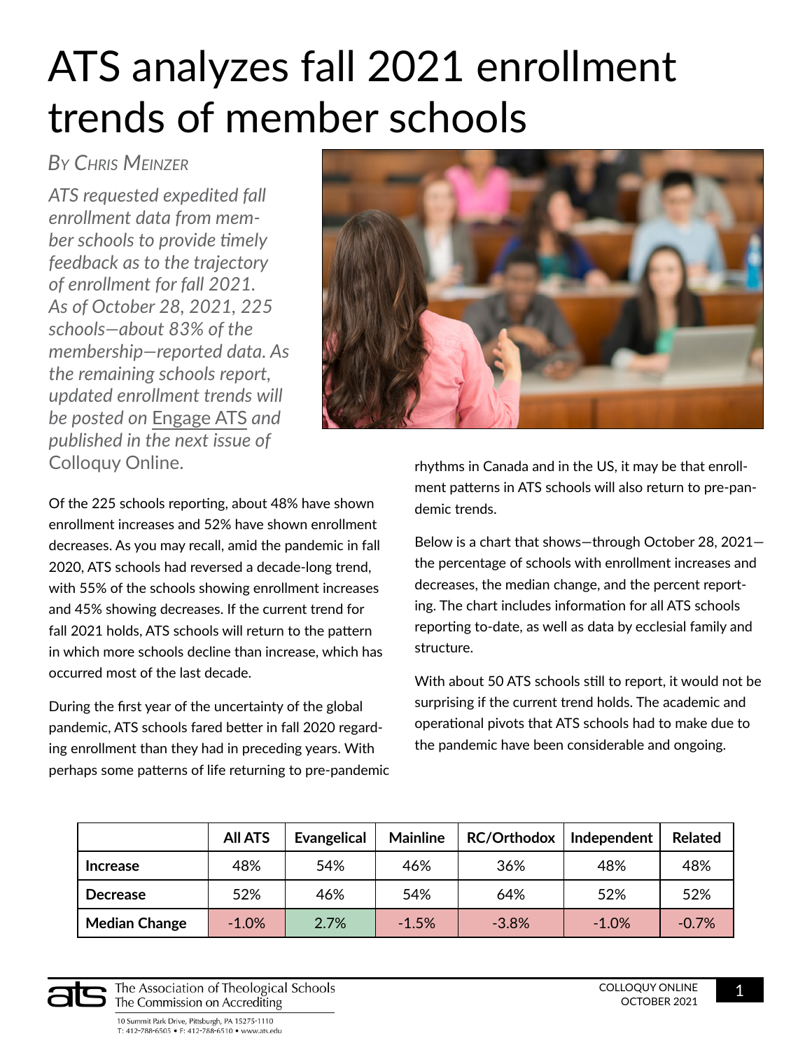# ATS analyzes fall 2021 enrollment trends of member schools

*By Chris Meinzer*

*ATS requested expedited fall enrollment data from member schools to provide timely feedback as to the trajectory of enrollment for fall 2021. As of October 28, 2021, 225 schools—about 83% of the membership—reported data. As the remaining schools report, updated enrollment trends will be posted on* Engage ATS *and published in the next issue of* Colloquy Online.

Of the 225 schools reporting, about 48% have shown enrollment increases and 52% have shown enrollment decreases. As you may recall, amid the pandemic in fall 2020, ATS schools had reversed a decade-long trend, with 55% of the schools showing enrollment increases and 45% showing decreases. If the current trend for fall 2021 holds, ATS schools will return to the pattern in which more schools decline than increase, which has occurred most of the last decade.

During the first year of the uncertainty of the global pandemic, ATS schools fared better in fall 2020 regarding enrollment than they had in preceding years. With perhaps some patterns of life returning to pre-pandemic rhythms in Canada and in the US, it may be that enrollment patterns in ATS schools will also return to pre-pandemic trends.

Below is a chart that shows—through October 28, 2021—the percentage of schools with enrollment increases and decreases, the median change, and the percent reporting. The chart includes information for all ATS schools reporting to-date, as well as data by ecclesial family and structure.

With about 50 ATS schools still to report, it would not be surprising if the current trend holds. The academic and operational pivots that ATS schools had to make due to the pandemic have been considerable and ongoing.

| | All ATS | Evangelical | Mainline | RC/Orthodox | Independent | Related |
|---|---|---|---|---|---|---|
| **Increase** | 48% | 54% | 46% | 36% | 48% | 48% |
| **Decrease** | 52% | 46% | 54% | 64% | 52% | 52% |
| **Median Change** | -1.0% | 2.7% | -1.5% | -3.8% | -1.0% | -0.7% |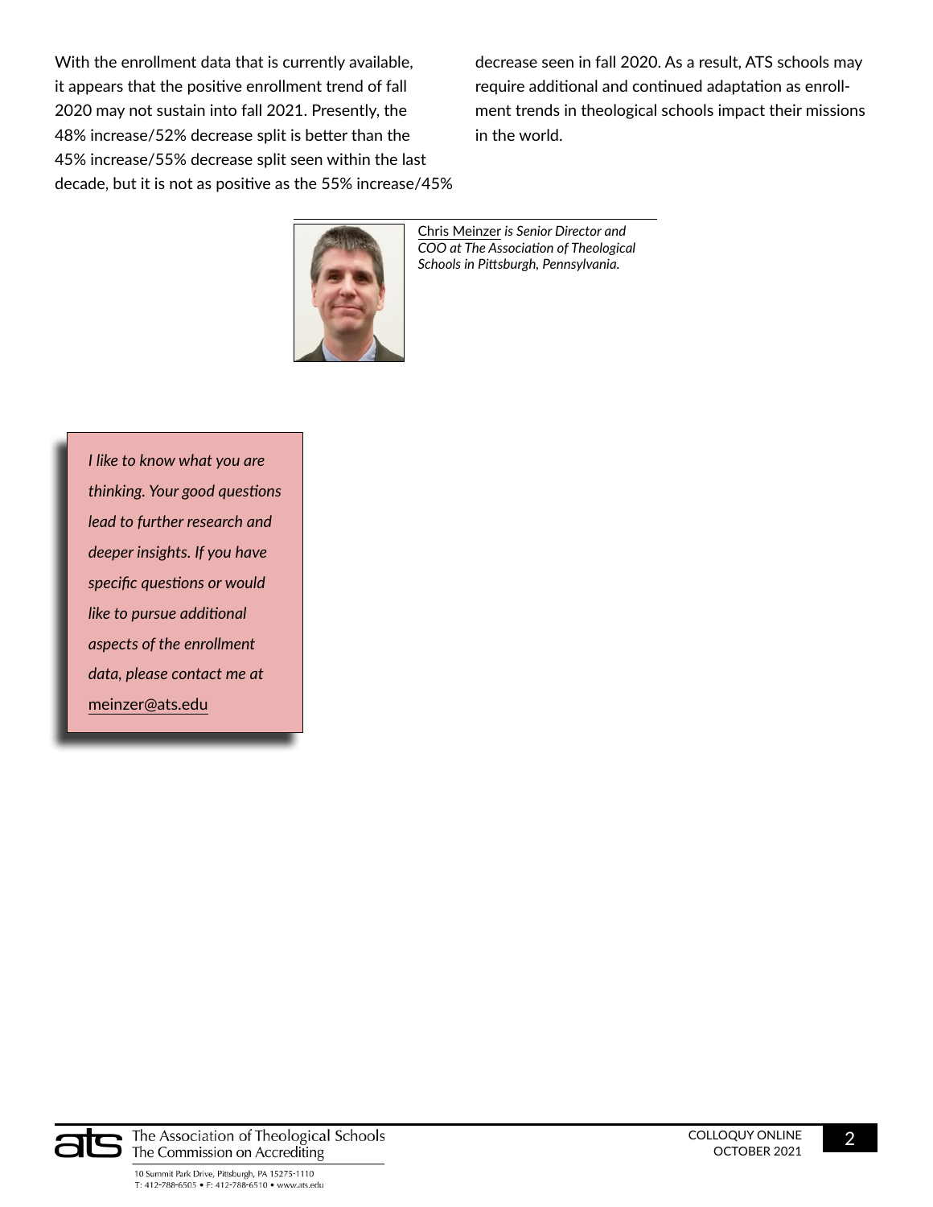With the enrollment data that is currently available, it appears that the positive enrollment trend of fall 2020 may not sustain into fall 2021. Presently, the 48% increase/52% decrease split is better than the 45% increase/55% decrease split seen within the last decade, but it is not as positive as the 55% increase/45% decrease seen in fall 2020. As a result, ATS schools may require additional and continued adaptation as enrollment trends in theological schools impact their missions in the world.

Chris Meinzer *is Senior Director and COO at The Association of Theological Schools in Pittsburgh, Pennsylvania.*

*I like to know what you are thinking. Your good questions lead to further research and deeper insights. If you have specific questions or would like to pursue additional aspects of the enrollment data, please contact me at* meinzer@ats.edu